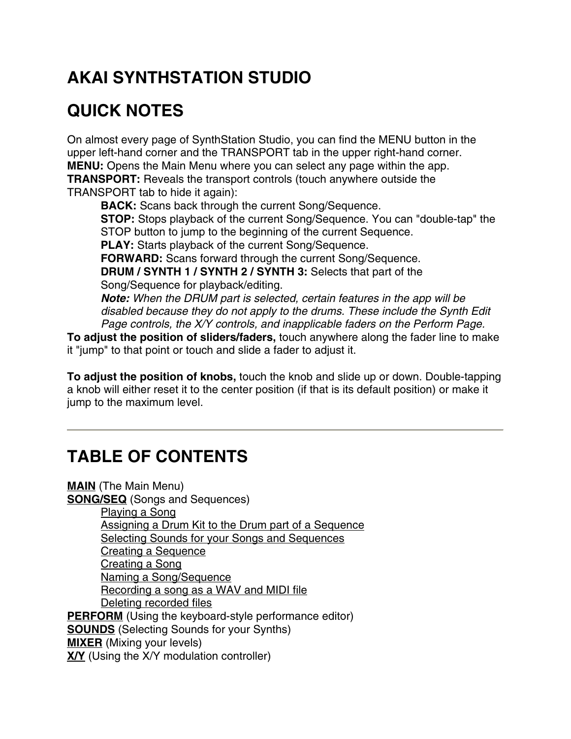# AKAI SYNTHSTATION STUDIO

# QUICK NOTES

On almost every page of SynthStation Studio, you can find the MENU button in the upper left-hand corner and the TRANSPORT tab in the upper right-hand corner.
**MENU:** Opens the Main Menu where you can select any page within the app.
**TRANSPORT:** Reveals the transport controls (touch anywhere outside the TRANSPORT tab to hide it again):

- **BACK:** Scans back through the current Song/Sequence.
- **STOP:** Stops playback of the current Song/Sequence. You can "double-tap" the STOP button to jump to the beginning of the current Sequence.
- **PLAY:** Starts playback of the current Song/Sequence.
- **FORWARD:** Scans forward through the current Song/Sequence.
- **DRUM / SYNTH 1 / SYNTH 2 / SYNTH 3:** Selects that part of the Song/Sequence for playback/editing.
  ***Note:*** *When the DRUM part is selected, certain features in the app will be disabled because they do not apply to the drums. These include the Synth Edit Page controls, the X/Y controls, and inapplicable faders on the Perform Page.*

**To adjust the position of sliders/faders,** touch anywhere along the fader line to make it "jump" to that point or touch and slide a fader to adjust it.

**To adjust the position of knobs,** touch the knob and slide up or down. Double-tapping a knob will either reset it to the center position (if that is its default position) or make it jump to the maximum level.

---

# TABLE OF CONTENTS

**MAIN** (The Main Menu)
**SONG/SEQ** (Songs and Sequences)

- Playing a Song
- Assigning a Drum Kit to the Drum part of a Sequence
- Selecting Sounds for your Songs and Sequences
- Creating a Sequence
- Creating a Song
- Naming a Song/Sequence
- Recording a song as a WAV and MIDI file
- Deleting recorded files

**PERFORM** (Using the keyboard-style performance editor)
**SOUNDS** (Selecting Sounds for your Synths)
**MIXER** (Mixing your levels)
**X/Y** (Using the X/Y modulation controller)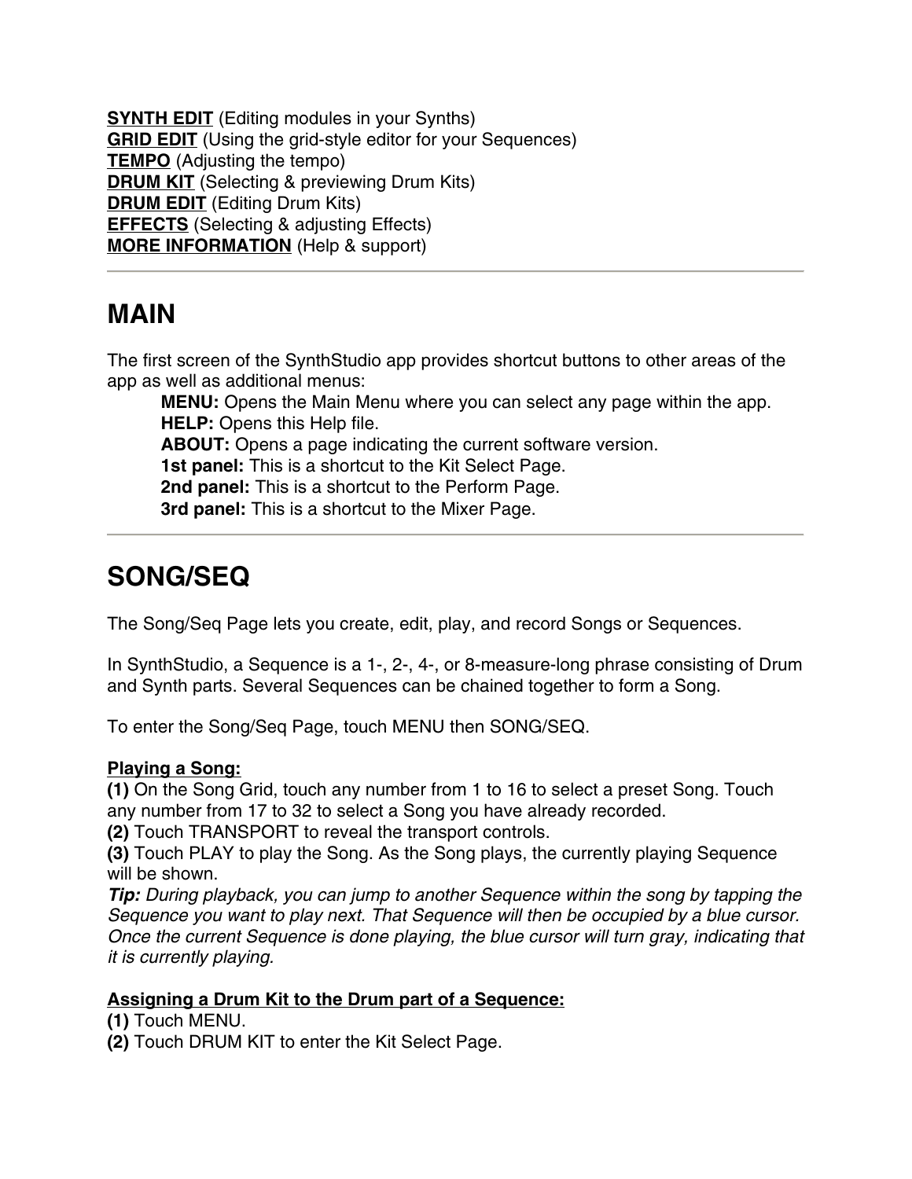**SYNTH EDIT** (Editing modules in your Synths)
**GRID EDIT** (Using the grid-style editor for your Sequences)
**TEMPO** (Adjusting the tempo)
**DRUM KIT** (Selecting & previewing Drum Kits)
**DRUM EDIT** (Editing Drum Kits)
**EFFECTS** (Selecting & adjusting Effects)
**MORE INFORMATION** (Help & support)

---

# MAIN

The first screen of the SynthStudio app provides shortcut buttons to other areas of the app as well as additional menus:

> **MENU:** Opens the Main Menu where you can select any page within the app.
> **HELP:** Opens this Help file.
> **ABOUT:** Opens a page indicating the current software version.
> **1st panel:** This is a shortcut to the Kit Select Page.
> **2nd panel:** This is a shortcut to the Perform Page.
> **3rd panel:** This is a shortcut to the Mixer Page.

---

# SONG/SEQ

The Song/Seq Page lets you create, edit, play, and record Songs or Sequences.

In SynthStudio, a Sequence is a 1-, 2-, 4-, or 8-measure-long phrase consisting of Drum and Synth parts. Several Sequences can be chained together to form a Song.

To enter the Song/Seq Page, touch MENU then SONG/SEQ.

**Playing a Song:**
**(1)** On the Song Grid, touch any number from 1 to 16 to select a preset Song. Touch any number from 17 to 32 to select a Song you have already recorded.
**(2)** Touch TRANSPORT to reveal the transport controls.
**(3)** Touch PLAY to play the Song. As the Song plays, the currently playing Sequence will be shown.
***Tip:*** *During playback, you can jump to another Sequence within the song by tapping the Sequence you want to play next. That Sequence will then be occupied by a blue cursor. Once the current Sequence is done playing, the blue cursor will turn gray, indicating that it is currently playing.*

**Assigning a Drum Kit to the Drum part of a Sequence:**
**(1)** Touch MENU.
**(2)** Touch DRUM KIT to enter the Kit Select Page.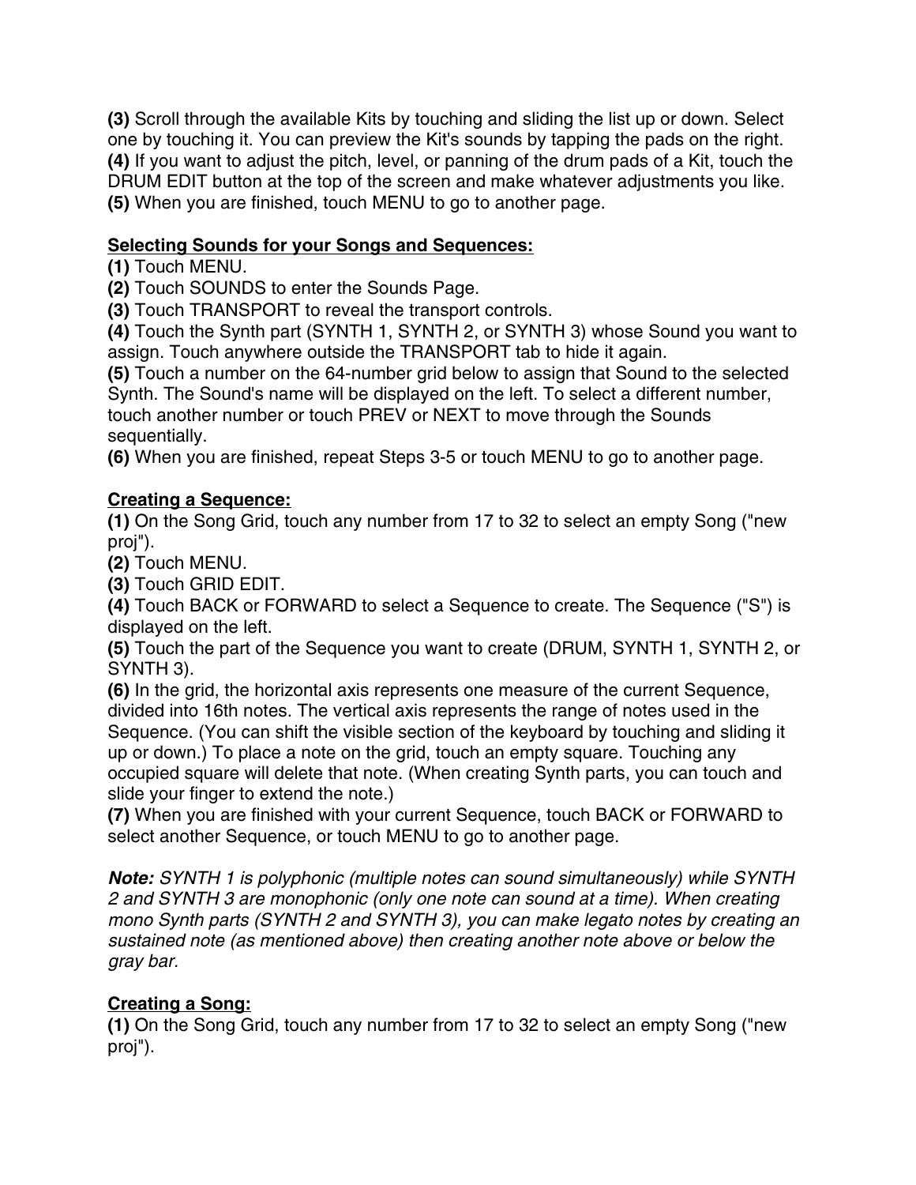**(3)** Scroll through the available Kits by touching and sliding the list up or down. Select one by touching it. You can preview the Kit's sounds by tapping the pads on the right.
**(4)** If you want to adjust the pitch, level, or panning of the drum pads of a Kit, touch the DRUM EDIT button at the top of the screen and make whatever adjustments you like.
**(5)** When you are finished, touch MENU to go to another page.

**Selecting Sounds for your Songs and Sequences:**

**(1)** Touch MENU.
**(2)** Touch SOUNDS to enter the Sounds Page.
**(3)** Touch TRANSPORT to reveal the transport controls.
**(4)** Touch the Synth part (SYNTH 1, SYNTH 2, or SYNTH 3) whose Sound you want to assign. Touch anywhere outside the TRANSPORT tab to hide it again.
**(5)** Touch a number on the 64-number grid below to assign that Sound to the selected Synth. The Sound's name will be displayed on the left. To select a different number, touch another number or touch PREV or NEXT to move through the Sounds sequentially.
**(6)** When you are finished, repeat Steps 3-5 or touch MENU to go to another page.

**Creating a Sequence:**

**(1)** On the Song Grid, touch any number from 17 to 32 to select an empty Song ("new proj").
**(2)** Touch MENU.
**(3)** Touch GRID EDIT.
**(4)** Touch BACK or FORWARD to select a Sequence to create. The Sequence ("S") is displayed on the left.
**(5)** Touch the part of the Sequence you want to create (DRUM, SYNTH 1, SYNTH 2, or SYNTH 3).
**(6)** In the grid, the horizontal axis represents one measure of the current Sequence, divided into 16th notes. The vertical axis represents the range of notes used in the Sequence. (You can shift the visible section of the keyboard by touching and sliding it up or down.) To place a note on the grid, touch an empty square. Touching any occupied square will delete that note. (When creating Synth parts, you can touch and slide your finger to extend the note.)
**(7)** When you are finished with your current Sequence, touch BACK or FORWARD to select another Sequence, or touch MENU to go to another page.

***Note:*** *SYNTH 1 is polyphonic (multiple notes can sound simultaneously) while SYNTH 2 and SYNTH 3 are monophonic (only one note can sound at a time). When creating mono Synth parts (SYNTH 2 and SYNTH 3), you can make legato notes by creating an sustained note (as mentioned above) then creating another note above or below the gray bar.*

**Creating a Song:**

**(1)** On the Song Grid, touch any number from 17 to 32 to select an empty Song ("new proj").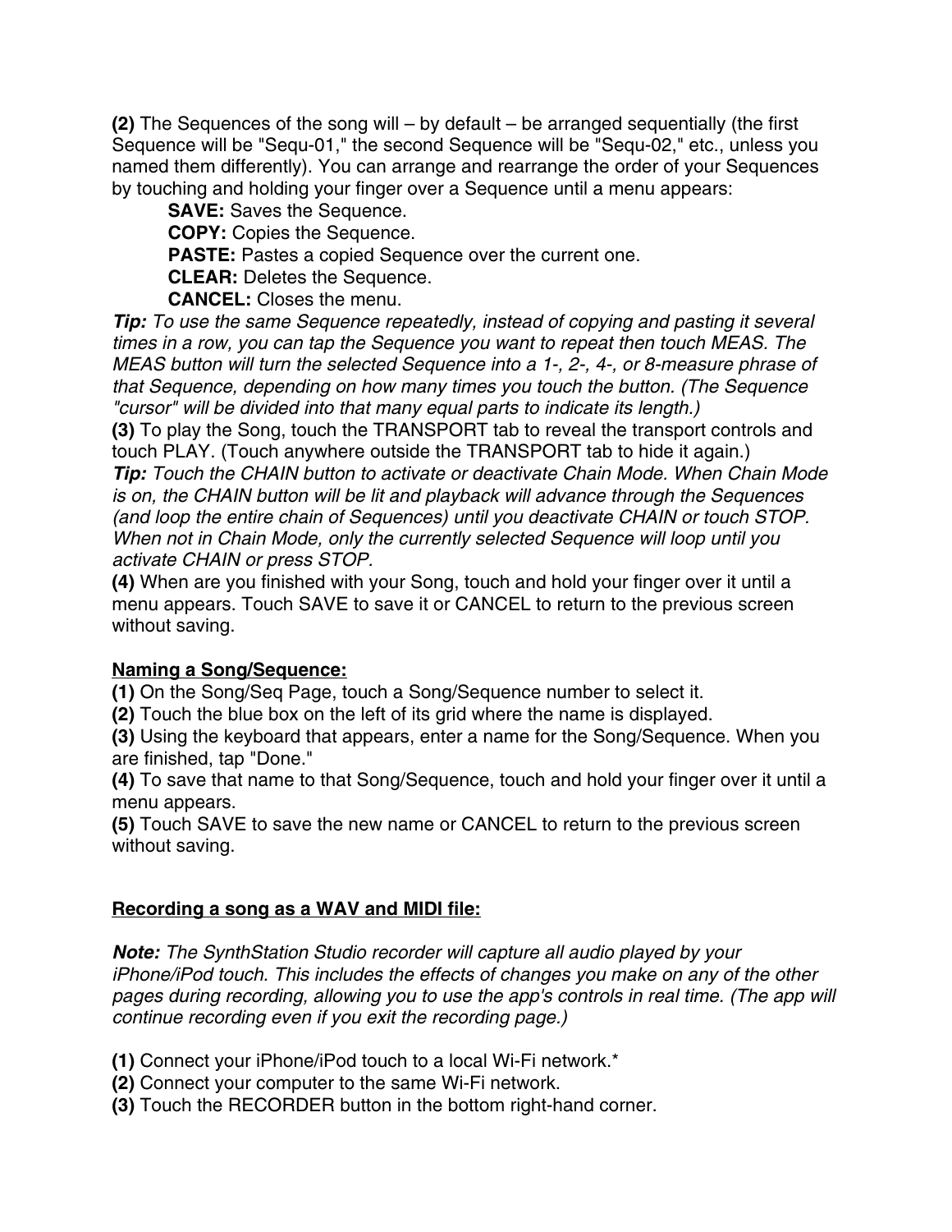**(2)** The Sequences of the song will – by default – be arranged sequentially (the first Sequence will be "Sequ-01," the second Sequence will be "Sequ-02," etc., unless you named them differently). You can arrange and rearrange the order of your Sequences by touching and holding your finger over a Sequence until a menu appears:

> **SAVE:** Saves the Sequence.
> **COPY:** Copies the Sequence.
> **PASTE:** Pastes a copied Sequence over the current one.
> **CLEAR:** Deletes the Sequence.
> **CANCEL:** Closes the menu.

***Tip:*** *To use the same Sequence repeatedly, instead of copying and pasting it several times in a row, you can tap the Sequence you want to repeat then touch MEAS. The MEAS button will turn the selected Sequence into a 1-, 2-, 4-, or 8-measure phrase of that Sequence, depending on how many times you touch the button. (The Sequence "cursor" will be divided into that many equal parts to indicate its length.)*

**(3)** To play the Song, touch the TRANSPORT tab to reveal the transport controls and touch PLAY. (Touch anywhere outside the TRANSPORT tab to hide it again.)

***Tip:*** *Touch the CHAIN button to activate or deactivate Chain Mode. When Chain Mode is on, the CHAIN button will be lit and playback will advance through the Sequences (and loop the entire chain of Sequences) until you deactivate CHAIN or touch STOP. When not in Chain Mode, only the currently selected Sequence will loop until you activate CHAIN or press STOP.*

**(4)** When are you finished with your Song, touch and hold your finger over it until a menu appears. Touch SAVE to save it or CANCEL to return to the previous screen without saving.

<u>**Naming a Song/Sequence:**</u>

**(1)** On the Song/Seq Page, touch a Song/Sequence number to select it.
**(2)** Touch the blue box on the left of its grid where the name is displayed.
**(3)** Using the keyboard that appears, enter a name for the Song/Sequence. When you are finished, tap "Done."
**(4)** To save that name to that Song/Sequence, touch and hold your finger over it until a menu appears.
**(5)** Touch SAVE to save the new name or CANCEL to return to the previous screen without saving.

<u>**Recording a song as a WAV and MIDI file:**</u>

***Note:*** *The SynthStation Studio recorder will capture all audio played by your iPhone/iPod touch. This includes the effects of changes you make on any of the other pages during recording, allowing you to use the app's controls in real time. (The app will continue recording even if you exit the recording page.)*

**(1)** Connect your iPhone/iPod touch to a local Wi-Fi network.*
**(2)** Connect your computer to the same Wi-Fi network.
**(3)** Touch the RECORDER button in the bottom right-hand corner.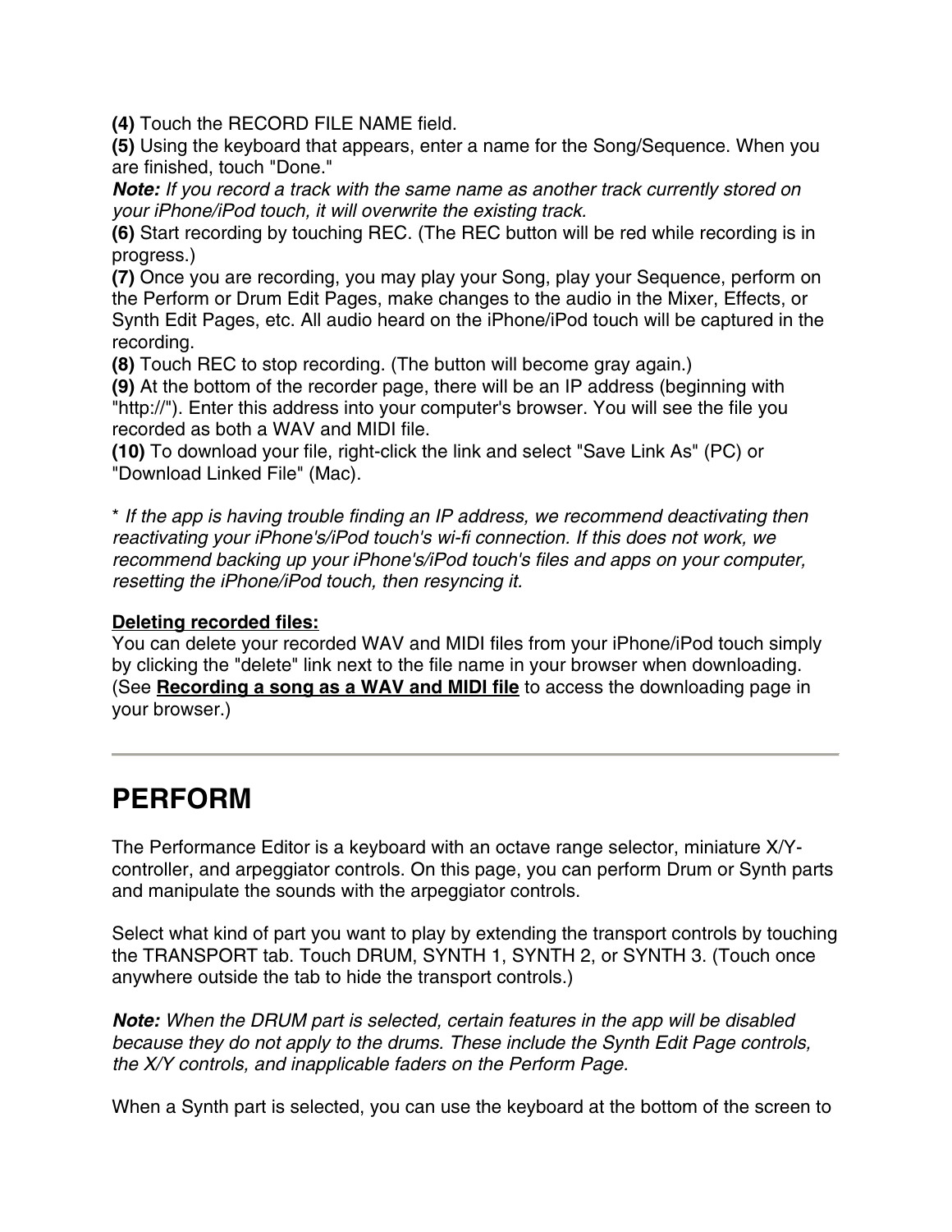**(4)** Touch the RECORD FILE NAME field.
**(5)** Using the keyboard that appears, enter a name for the Song/Sequence. When you are finished, touch "Done."
***Note:*** *If you record a track with the same name as another track currently stored on your iPhone/iPod touch, it will overwrite the existing track.*
**(6)** Start recording by touching REC. (The REC button will be red while recording is in progress.)
**(7)** Once you are recording, you may play your Song, play your Sequence, perform on the Perform or Drum Edit Pages, make changes to the audio in the Mixer, Effects, or Synth Edit Pages, etc. All audio heard on the iPhone/iPod touch will be captured in the recording.
**(8)** Touch REC to stop recording. (The button will become gray again.)
**(9)** At the bottom of the recorder page, there will be an IP address (beginning with "http://"). Enter this address into your computer's browser. You will see the file you recorded as both a WAV and MIDI file.
**(10)** To download your file, right-click the link and select "Save Link As" (PC) or "Download Linked File" (Mac).

* *If the app is having trouble finding an IP address, we recommend deactivating then reactivating your iPhone's/iPod touch's wi-fi connection. If this does not work, we recommend backing up your iPhone's/iPod touch's files and apps on your computer, resetting the iPhone/iPod touch, then resyncing it.*

**Deleting recorded files:**
You can delete your recorded WAV and MIDI files from your iPhone/iPod touch simply by clicking the "delete" link next to the file name in your browser when downloading. (See **Recording a song as a WAV and MIDI file** to access the downloading page in your browser.)

---

# PERFORM

The Performance Editor is a keyboard with an octave range selector, miniature X/Y-controller, and arpeggiator controls. On this page, you can perform Drum or Synth parts and manipulate the sounds with the arpeggiator controls.

Select what kind of part you want to play by extending the transport controls by touching the TRANSPORT tab. Touch DRUM, SYNTH 1, SYNTH 2, or SYNTH 3. (Touch once anywhere outside the tab to hide the transport controls.)

***Note:*** *When the DRUM part is selected, certain features in the app will be disabled because they do not apply to the drums. These include the Synth Edit Page controls, the X/Y controls, and inapplicable faders on the Perform Page.*

When a Synth part is selected, you can use the keyboard at the bottom of the screen to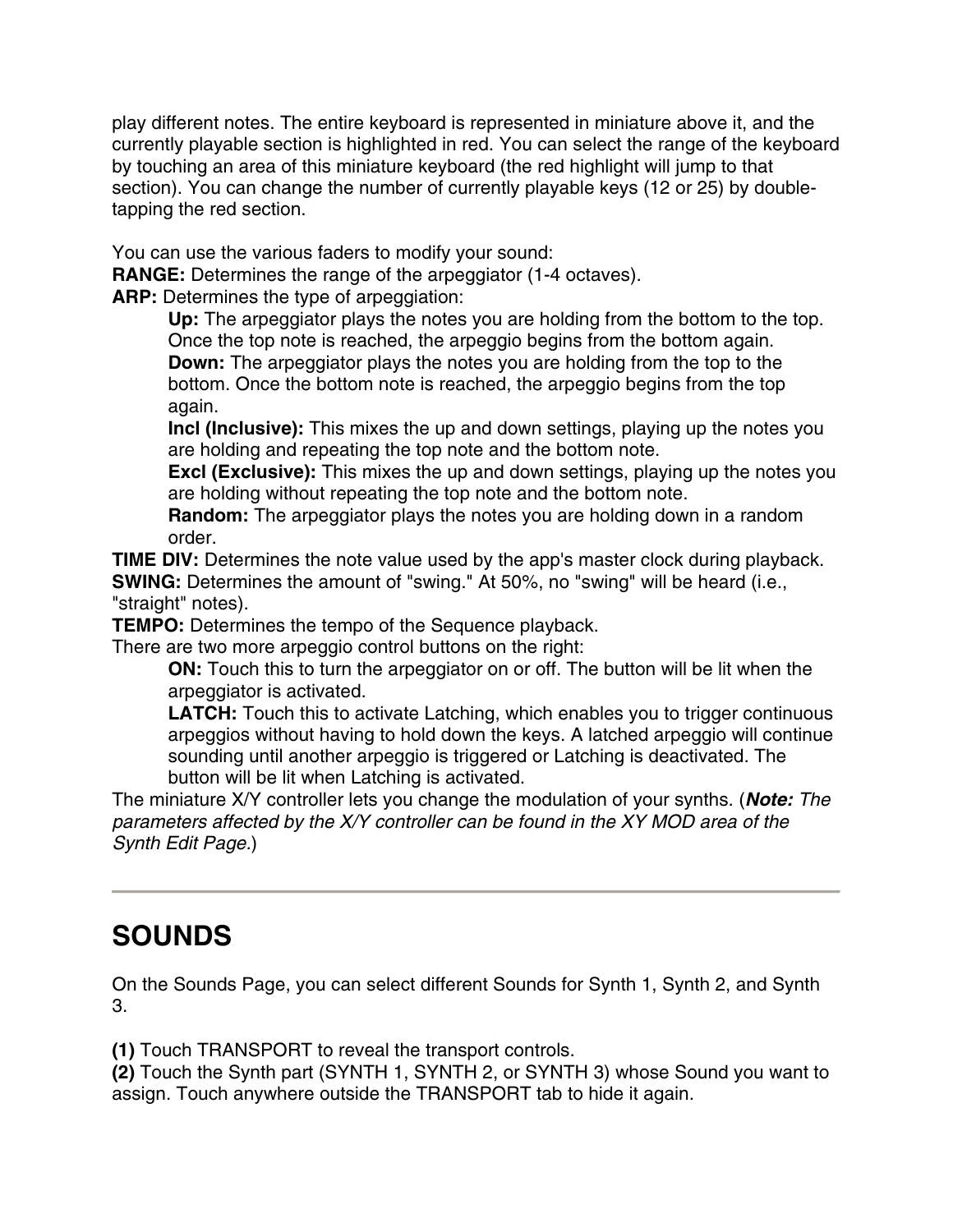play different notes. The entire keyboard is represented in miniature above it, and the currently playable section is highlighted in red. You can select the range of the keyboard by touching an area of this miniature keyboard (the red highlight will jump to that section). You can change the number of currently playable keys (12 or 25) by double-tapping the red section.

You can use the various faders to modify your sound:
**RANGE:** Determines the range of the arpeggiator (1-4 octaves).
**ARP:** Determines the type of arpeggiation:

- **Up:** The arpeggiator plays the notes you are holding from the bottom to the top. Once the top note is reached, the arpeggio begins from the bottom again.
- **Down:** The arpeggiator plays the notes you are holding from the top to the bottom. Once the bottom note is reached, the arpeggio begins from the top again.
- **Incl (Inclusive):** This mixes the up and down settings, playing up the notes you are holding and repeating the top note and the bottom note.
- **Excl (Exclusive):** This mixes the up and down settings, playing up the notes you are holding without repeating the top note and the bottom note.
- **Random:** The arpeggiator plays the notes you are holding down in a random order.

**TIME DIV:** Determines the note value used by the app's master clock during playback.
**SWING:** Determines the amount of "swing." At 50%, no "swing" will be heard (i.e., "straight" notes).
**TEMPO:** Determines the tempo of the Sequence playback.
There are two more arpeggio control buttons on the right:

- **ON:** Touch this to turn the arpeggiator on or off. The button will be lit when the arpeggiator is activated.
- **LATCH:** Touch this to activate Latching, which enables you to trigger continuous arpeggios without having to hold down the keys. A latched arpeggio will continue sounding until another arpeggio is triggered or Latching is deactivated. The button will be lit when Latching is activated.

The miniature X/Y controller lets you change the modulation of your synths. (***Note:*** *The parameters affected by the X/Y controller can be found in the XY MOD area of the Synth Edit Page.*)

---

# SOUNDS

On the Sounds Page, you can select different Sounds for Synth 1, Synth 2, and Synth 3.

**(1)** Touch TRANSPORT to reveal the transport controls.
**(2)** Touch the Synth part (SYNTH 1, SYNTH 2, or SYNTH 3) whose Sound you want to assign. Touch anywhere outside the TRANSPORT tab to hide it again.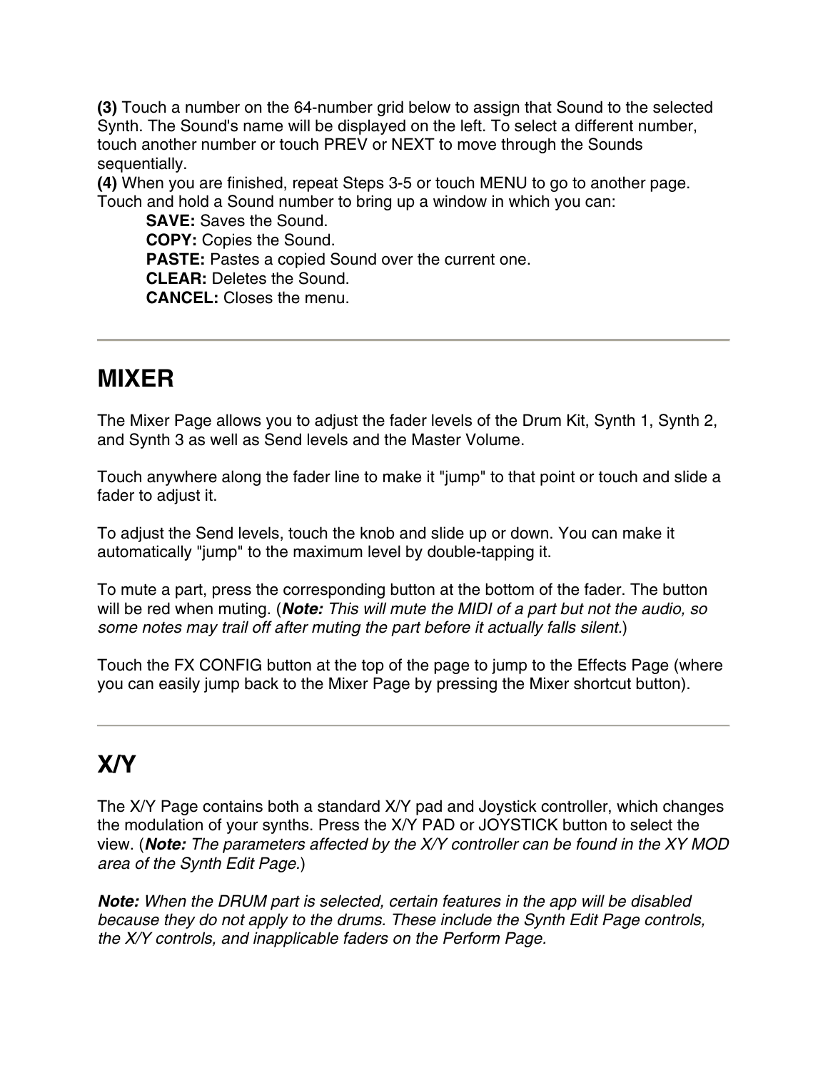**(3)** Touch a number on the 64-number grid below to assign that Sound to the selected Synth. The Sound's name will be displayed on the left. To select a different number, touch another number or touch PREV or NEXT to move through the Sounds sequentially.
**(4)** When you are finished, repeat Steps 3-5 or touch MENU to go to another page.
Touch and hold a Sound number to bring up a window in which you can:

> **SAVE:** Saves the Sound.
> **COPY:** Copies the Sound.
> **PASTE:** Pastes a copied Sound over the current one.
> **CLEAR:** Deletes the Sound.
> **CANCEL:** Closes the menu.

---

# MIXER

The Mixer Page allows you to adjust the fader levels of the Drum Kit, Synth 1, Synth 2, and Synth 3 as well as Send levels and the Master Volume.

Touch anywhere along the fader line to make it "jump" to that point or touch and slide a fader to adjust it.

To adjust the Send levels, touch the knob and slide up or down. You can make it automatically "jump" to the maximum level by double-tapping it.

To mute a part, press the corresponding button at the bottom of the fader. The button will be red when muting. (***Note:*** *This will mute the MIDI of a part but not the audio, so some notes may trail off after muting the part before it actually falls silent.*)

Touch the FX CONFIG button at the top of the page to jump to the Effects Page (where you can easily jump back to the Mixer Page by pressing the Mixer shortcut button).

---

# X/Y

The X/Y Page contains both a standard X/Y pad and Joystick controller, which changes the modulation of your synths. Press the X/Y PAD or JOYSTICK button to select the view. (***Note:*** *The parameters affected by the X/Y controller can be found in the XY MOD area of the Synth Edit Page.*)

***Note:*** *When the DRUM part is selected, certain features in the app will be disabled because they do not apply to the drums. These include the Synth Edit Page controls, the X/Y controls, and inapplicable faders on the Perform Page.*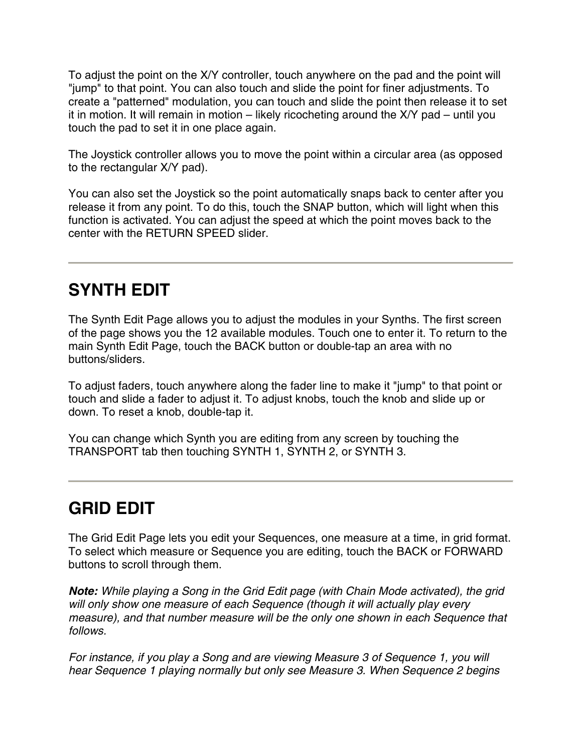To adjust the point on the X/Y controller, touch anywhere on the pad and the point will "jump" to that point. You can also touch and slide the point for finer adjustments. To create a "patterned" modulation, you can touch and slide the point then release it to set it in motion. It will remain in motion – likely ricocheting around the X/Y pad – until you touch the pad to set it in one place again.

The Joystick controller allows you to move the point within a circular area (as opposed to the rectangular X/Y pad).

You can also set the Joystick so the point automatically snaps back to center after you release it from any point. To do this, touch the SNAP button, which will light when this function is activated. You can adjust the speed at which the point moves back to the center with the RETURN SPEED slider.

---

## SYNTH EDIT

The Synth Edit Page allows you to adjust the modules in your Synths. The first screen of the page shows you the 12 available modules. Touch one to enter it. To return to the main Synth Edit Page, touch the BACK button or double-tap an area with no buttons/sliders.

To adjust faders, touch anywhere along the fader line to make it "jump" to that point or touch and slide a fader to adjust it. To adjust knobs, touch the knob and slide up or down. To reset a knob, double-tap it.

You can change which Synth you are editing from any screen by touching the TRANSPORT tab then touching SYNTH 1, SYNTH 2, or SYNTH 3.

---

## GRID EDIT

The Grid Edit Page lets you edit your Sequences, one measure at a time, in grid format. To select which measure or Sequence you are editing, touch the BACK or FORWARD buttons to scroll through them.

***Note:*** *While playing a Song in the Grid Edit page (with Chain Mode activated), the grid will only show one measure of each Sequence (though it will actually play every measure), and that number measure will be the only one shown in each Sequence that follows.*

*For instance, if you play a Song and are viewing Measure 3 of Sequence 1, you will hear Sequence 1 playing normally but only see Measure 3. When Sequence 2 begins*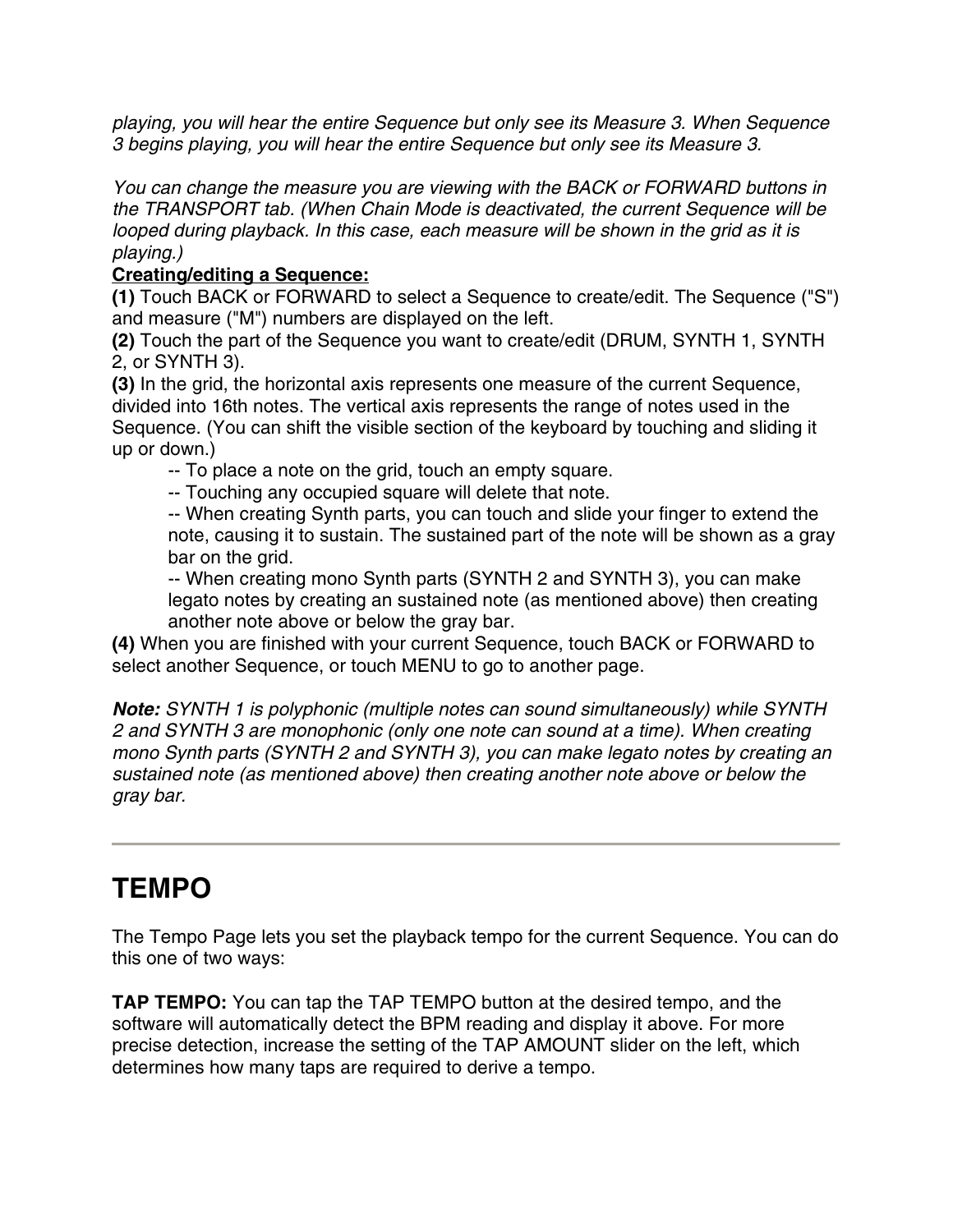*playing, you will hear the entire Sequence but only see its Measure 3. When Sequence 3 begins playing, you will hear the entire Sequence but only see its Measure 3.*

*You can change the measure you are viewing with the BACK or FORWARD buttons in the TRANSPORT tab. (When Chain Mode is deactivated, the current Sequence will be looped during playback. In this case, each measure will be shown in the grid as it is playing.)*

**Creating/editing a Sequence:**

**(1)** Touch BACK or FORWARD to select a Sequence to create/edit. The Sequence ("S") and measure ("M") numbers are displayed on the left.

**(2)** Touch the part of the Sequence you want to create/edit (DRUM, SYNTH 1, SYNTH 2, or SYNTH 3).

**(3)** In the grid, the horizontal axis represents one measure of the current Sequence, divided into 16th notes. The vertical axis represents the range of notes used in the Sequence. (You can shift the visible section of the keyboard by touching and sliding it up or down.)

> -- To place a note on the grid, touch an empty square.
> -- Touching any occupied square will delete that note.
> -- When creating Synth parts, you can touch and slide your finger to extend the note, causing it to sustain. The sustained part of the note will be shown as a gray bar on the grid.
> -- When creating mono Synth parts (SYNTH 2 and SYNTH 3), you can make legato notes by creating an sustained note (as mentioned above) then creating another note above or below the gray bar.

**(4)** When you are finished with your current Sequence, touch BACK or FORWARD to select another Sequence, or touch MENU to go to another page.

***Note:*** *SYNTH 1 is polyphonic (multiple notes can sound simultaneously) while SYNTH 2 and SYNTH 3 are monophonic (only one note can sound at a time). When creating mono Synth parts (SYNTH 2 and SYNTH 3), you can make legato notes by creating an sustained note (as mentioned above) then creating another note above or below the gray bar.*

---

# TEMPO

The Tempo Page lets you set the playback tempo for the current Sequence. You can do this one of two ways:

**TAP TEMPO:** You can tap the TAP TEMPO button at the desired tempo, and the software will automatically detect the BPM reading and display it above. For more precise detection, increase the setting of the TAP AMOUNT slider on the left, which determines how many taps are required to derive a tempo.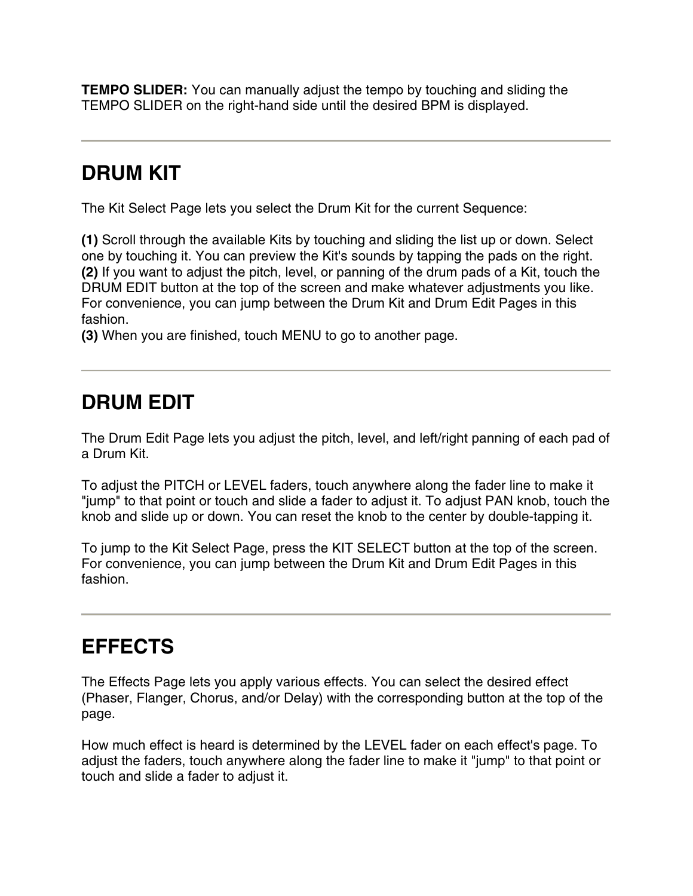**TEMPO SLIDER:** You can manually adjust the tempo by touching and sliding the TEMPO SLIDER on the right-hand side until the desired BPM is displayed.

---

## DRUM KIT

The Kit Select Page lets you select the Drum Kit for the current Sequence:

**(1)** Scroll through the available Kits by touching and sliding the list up or down. Select one by touching it. You can preview the Kit's sounds by tapping the pads on the right.
**(2)** If you want to adjust the pitch, level, or panning of the drum pads of a Kit, touch the DRUM EDIT button at the top of the screen and make whatever adjustments you like. For convenience, you can jump between the Drum Kit and Drum Edit Pages in this fashion.
**(3)** When you are finished, touch MENU to go to another page.

---

## DRUM EDIT

The Drum Edit Page lets you adjust the pitch, level, and left/right panning of each pad of a Drum Kit.

To adjust the PITCH or LEVEL faders, touch anywhere along the fader line to make it "jump" to that point or touch and slide a fader to adjust it. To adjust PAN knob, touch the knob and slide up or down. You can reset the knob to the center by double-tapping it.

To jump to the Kit Select Page, press the KIT SELECT button at the top of the screen. For convenience, you can jump between the Drum Kit and Drum Edit Pages in this fashion.

---

## EFFECTS

The Effects Page lets you apply various effects. You can select the desired effect (Phaser, Flanger, Chorus, and/or Delay) with the corresponding button at the top of the page.

How much effect is heard is determined by the LEVEL fader on each effect's page. To adjust the faders, touch anywhere along the fader line to make it "jump" to that point or touch and slide a fader to adjust it.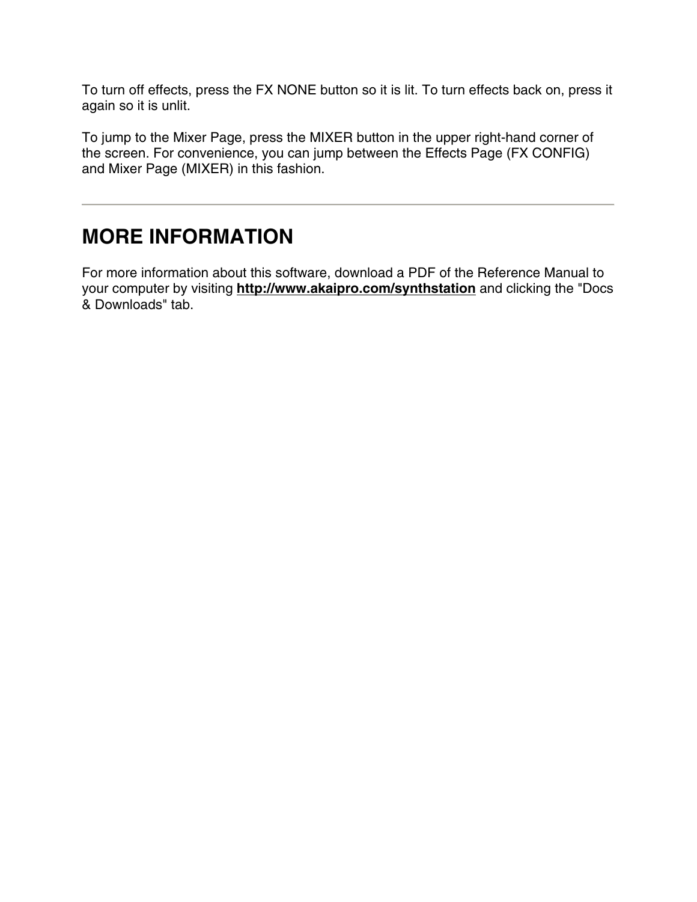To turn off effects, press the FX NONE button so it is lit. To turn effects back on, press it again so it is unlit.

To jump to the Mixer Page, press the MIXER button in the upper right-hand corner of the screen. For convenience, you can jump between the Effects Page (FX CONFIG) and Mixer Page (MIXER) in this fashion.

---

# MORE INFORMATION

For more information about this software, download a PDF of the Reference Manual to your computer by visiting **http://www.akaipro.com/synthstation** and clicking the "Docs & Downloads" tab.